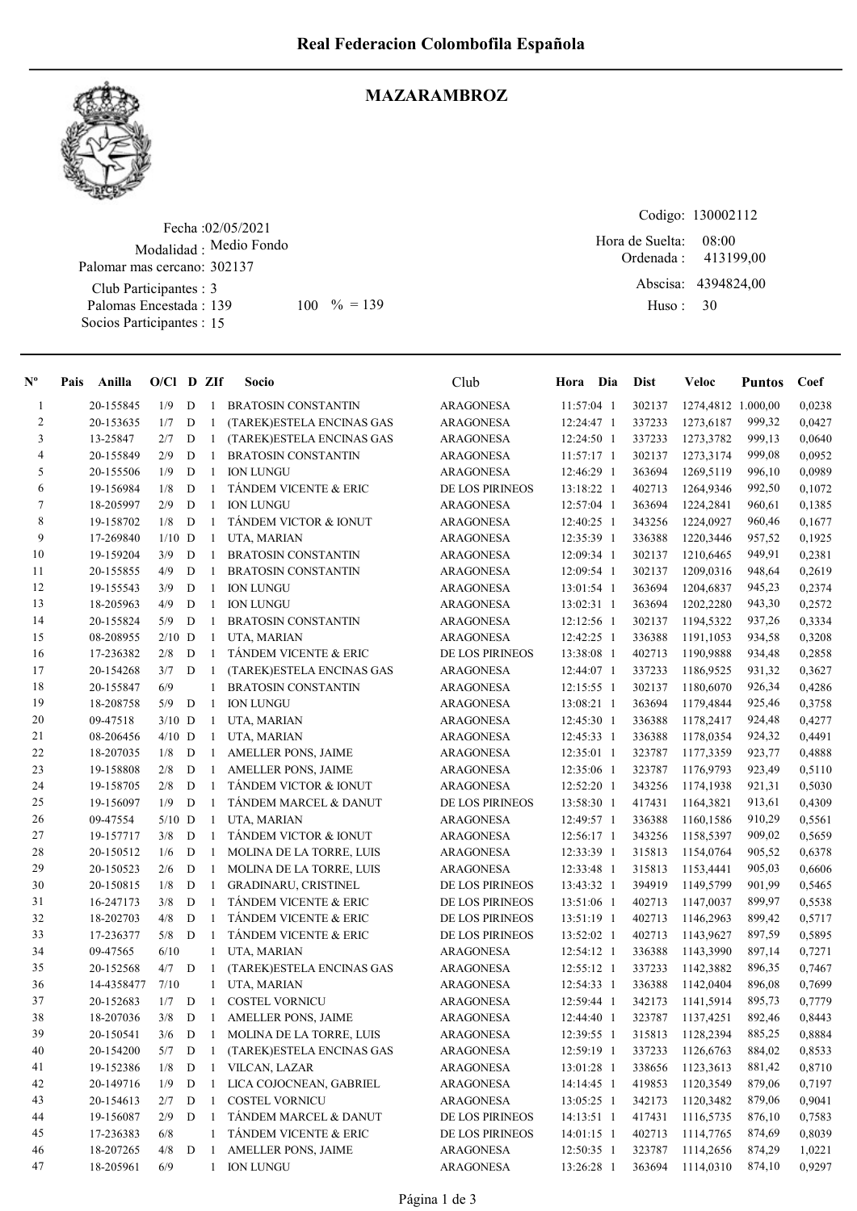# Real Federacion Colombofila Española

## MAZARAMBROZ

Fecha :02/05/2021
Modalidad : Medio Fondo
Palomar mas cercano: 302137
Club Participantes : 3
Palomas Encestada : 139 100 % = 139
Socios Participantes : 15

Codigo: 130002112
Hora de Suelta: 08:00
Ordenada : 413199,00
Abscisa: 4394824,00
Huso : 30

| Nº | Pais | Anilla | O/Cl | D | ZIf | Socio | Club | Hora | Dia | Dist | Veloc | Puntos | Coef |
|---|---|---|---|---|---|---|---|---|---|---|---|---|---|
| 1 | | 20-155845 | 1/9 | D | 1 | BRATOSIN CONSTANTIN | ARAGONESA | 11:57:04 | 1 | 302137 | 1274,4812 | 1.000,00 | 0,0238 |
| 2 | | 20-153635 | 1/7 | D | 1 | (TAREK)ESTELA ENCINAS GAS | ARAGONESA | 12:24:47 | 1 | 337233 | 1273,6187 | 999,32 | 0,0427 |
| 3 | | 13-25847 | 2/7 | D | 1 | (TAREK)ESTELA ENCINAS GAS | ARAGONESA | 12:24:50 | 1 | 337233 | 1273,3782 | 999,13 | 0,0640 |
| 4 | | 20-155849 | 2/9 | D | 1 | BRATOSIN CONSTANTIN | ARAGONESA | 11:57:17 | 1 | 302137 | 1273,3174 | 999,08 | 0,0952 |
| 5 | | 20-155506 | 1/9 | D | 1 | ION LUNGU | ARAGONESA | 12:46:29 | 1 | 363694 | 1269,5119 | 996,10 | 0,0989 |
| 6 | | 19-156984 | 1/8 | D | 1 | TÁNDEM VICENTE & ERIC | DE LOS PIRINEOS | 13:18:22 | 1 | 402713 | 1264,9346 | 992,50 | 0,1072 |
| 7 | | 18-205997 | 2/9 | D | 1 | ION LUNGU | ARAGONESA | 12:57:04 | 1 | 363694 | 1224,2841 | 960,61 | 0,1385 |
| 8 | | 19-158702 | 1/8 | D | 1 | TÁNDEM VICTOR & IONUT | ARAGONESA | 12:40:25 | 1 | 343256 | 1224,0927 | 960,46 | 0,1677 |
| 9 | | 17-269840 | 1/10 | D | 1 | UTA, MARIAN | ARAGONESA | 12:35:39 | 1 | 336388 | 1220,3446 | 957,52 | 0,1925 |
| 10 | | 19-159204 | 3/9 | D | 1 | BRATOSIN CONSTANTIN | ARAGONESA | 12:09:34 | 1 | 302137 | 1210,6465 | 949,91 | 0,2381 |
| 11 | | 20-155855 | 4/9 | D | 1 | BRATOSIN CONSTANTIN | ARAGONESA | 12:09:54 | 1 | 302137 | 1209,0316 | 948,64 | 0,2619 |
| 12 | | 19-155543 | 3/9 | D | 1 | ION LUNGU | ARAGONESA | 13:01:54 | 1 | 363694 | 1204,6837 | 945,23 | 0,2374 |
| 13 | | 18-205963 | 4/9 | D | 1 | ION LUNGU | ARAGONESA | 13:02:31 | 1 | 363694 | 1202,2280 | 943,30 | 0,2572 |
| 14 | | 20-155824 | 5/9 | D | 1 | BRATOSIN CONSTANTIN | ARAGONESA | 12:12:56 | 1 | 302137 | 1194,5322 | 937,26 | 0,3334 |
| 15 | | 08-208955 | 2/10 | D | 1 | UTA, MARIAN | ARAGONESA | 12:42:25 | 1 | 336388 | 1191,1053 | 934,58 | 0,3208 |
| 16 | | 17-236382 | 2/8 | D | 1 | TÁNDEM VICENTE & ERIC | DE LOS PIRINEOS | 13:38:08 | 1 | 402713 | 1190,9888 | 934,48 | 0,2858 |
| 17 | | 20-154268 | 3/7 | D | 1 | (TAREK)ESTELA ENCINAS GAS | ARAGONESA | 12:44:07 | 1 | 337233 | 1186,9525 | 931,32 | 0,3627 |
| 18 | | 20-155847 | 6/9 | | 1 | BRATOSIN CONSTANTIN | ARAGONESA | 12:15:55 | 1 | 302137 | 1180,6070 | 926,34 | 0,4286 |
| 19 | | 18-208758 | 5/9 | D | 1 | ION LUNGU | ARAGONESA | 13:08:21 | 1 | 363694 | 1179,4844 | 925,46 | 0,3758 |
| 20 | | 09-47518 | 3/10 | D | 1 | UTA, MARIAN | ARAGONESA | 12:45:30 | 1 | 336388 | 1178,2417 | 924,48 | 0,4277 |
| 21 | | 08-206456 | 4/10 | D | 1 | UTA, MARIAN | ARAGONESA | 12:45:33 | 1 | 336388 | 1178,0354 | 924,32 | 0,4491 |
| 22 | | 18-207035 | 1/8 | D | 1 | AMELLER PONS, JAIME | ARAGONESA | 12:35:01 | 1 | 323787 | 1177,3359 | 923,77 | 0,4888 |
| 23 | | 19-158808 | 2/8 | D | 1 | AMELLER PONS, JAIME | ARAGONESA | 12:35:06 | 1 | 323787 | 1176,9793 | 923,49 | 0,5110 |
| 24 | | 19-158705 | 2/8 | D | 1 | TÁNDEM VICTOR & IONUT | ARAGONESA | 12:52:20 | 1 | 343256 | 1174,1938 | 921,31 | 0,5030 |
| 25 | | 19-156097 | 1/9 | D | 1 | TÁNDEM MARCEL & DANUT | DE LOS PIRINEOS | 13:58:30 | 1 | 417431 | 1164,3821 | 913,61 | 0,4309 |
| 26 | | 09-47554 | 5/10 | D | 1 | UTA, MARIAN | ARAGONESA | 12:49:57 | 1 | 336388 | 1160,1586 | 910,29 | 0,5561 |
| 27 | | 19-157717 | 3/8 | D | 1 | TÁNDEM VICTOR & IONUT | ARAGONESA | 12:56:17 | 1 | 343256 | 1158,5397 | 909,02 | 0,5659 |
| 28 | | 20-150512 | 1/6 | D | 1 | MOLINA DE LA TORRE, LUIS | ARAGONESA | 12:33:39 | 1 | 315813 | 1154,0764 | 905,52 | 0,6378 |
| 29 | | 20-150523 | 2/6 | D | 1 | MOLINA DE LA TORRE, LUIS | ARAGONESA | 12:33:48 | 1 | 315813 | 1153,4441 | 905,03 | 0,6606 |
| 30 | | 20-150815 | 1/8 | D | 1 | GRADINARU, CRISTINEL | DE LOS PIRINEOS | 13:43:32 | 1 | 394919 | 1149,5799 | 901,99 | 0,5465 |
| 31 | | 16-247173 | 3/8 | D | 1 | TÁNDEM VICENTE & ERIC | DE LOS PIRINEOS | 13:51:06 | 1 | 402713 | 1147,0037 | 899,97 | 0,5538 |
| 32 | | 18-202703 | 4/8 | D | 1 | TÁNDEM VICENTE & ERIC | DE LOS PIRINEOS | 13:51:19 | 1 | 402713 | 1146,2963 | 899,42 | 0,5717 |
| 33 | | 17-236377 | 5/8 | D | 1 | TÁNDEM VICENTE & ERIC | DE LOS PIRINEOS | 13:52:02 | 1 | 402713 | 1143,9627 | 897,59 | 0,5895 |
| 34 | | 09-47565 | 6/10 | | 1 | UTA, MARIAN | ARAGONESA | 12:54:12 | 1 | 336388 | 1143,3990 | 897,14 | 0,7271 |
| 35 | | 20-152568 | 4/7 | D | 1 | (TAREK)ESTELA ENCINAS GAS | ARAGONESA | 12:55:12 | 1 | 337233 | 1142,3882 | 896,35 | 0,7467 |
| 36 | | 14-4358477 | 7/10 | | 1 | UTA, MARIAN | ARAGONESA | 12:54:33 | 1 | 336388 | 1142,0404 | 896,08 | 0,7699 |
| 37 | | 20-152683 | 1/7 | D | 1 | COSTEL VORNICU | ARAGONESA | 12:59:44 | 1 | 342173 | 1141,5914 | 895,73 | 0,7779 |
| 38 | | 18-207036 | 3/8 | D | 1 | AMELLER PONS, JAIME | ARAGONESA | 12:44:40 | 1 | 323787 | 1137,4251 | 892,46 | 0,8443 |
| 39 | | 20-150541 | 3/6 | D | 1 | MOLINA DE LA TORRE, LUIS | ARAGONESA | 12:39:55 | 1 | 315813 | 1128,2394 | 885,25 | 0,8884 |
| 40 | | 20-154200 | 5/7 | D | 1 | (TAREK)ESTELA ENCINAS GAS | ARAGONESA | 12:59:19 | 1 | 337233 | 1126,6763 | 884,02 | 0,8533 |
| 41 | | 19-152386 | 1/8 | D | 1 | VILCAN, LAZAR | ARAGONESA | 13:01:28 | 1 | 338656 | 1123,3613 | 881,42 | 0,8710 |
| 42 | | 20-149716 | 1/9 | D | 1 | LICA COJOCNEAN, GABRIEL | ARAGONESA | 14:14:45 | 1 | 419853 | 1120,3549 | 879,06 | 0,7197 |
| 43 | | 20-154613 | 2/7 | D | 1 | COSTEL VORNICU | ARAGONESA | 13:05:25 | 1 | 342173 | 1120,3482 | 879,06 | 0,9041 |
| 44 | | 19-156087 | 2/9 | D | 1 | TÁNDEM MARCEL & DANUT | DE LOS PIRINEOS | 14:13:51 | 1 | 417431 | 1116,5735 | 876,10 | 0,7583 |
| 45 | | 17-236383 | 6/8 | | 1 | TÁNDEM VICENTE & ERIC | DE LOS PIRINEOS | 14:01:15 | 1 | 402713 | 1114,7765 | 874,69 | 0,8039 |
| 46 | | 18-207265 | 4/8 | D | 1 | AMELLER PONS, JAIME | ARAGONESA | 12:50:35 | 1 | 323787 | 1114,2656 | 874,29 | 1,0221 |
| 47 | | 18-205961 | 6/9 | | 1 | ION LUNGU | ARAGONESA | 13:26:28 | 1 | 363694 | 1114,0310 | 874,10 | 0,9297 |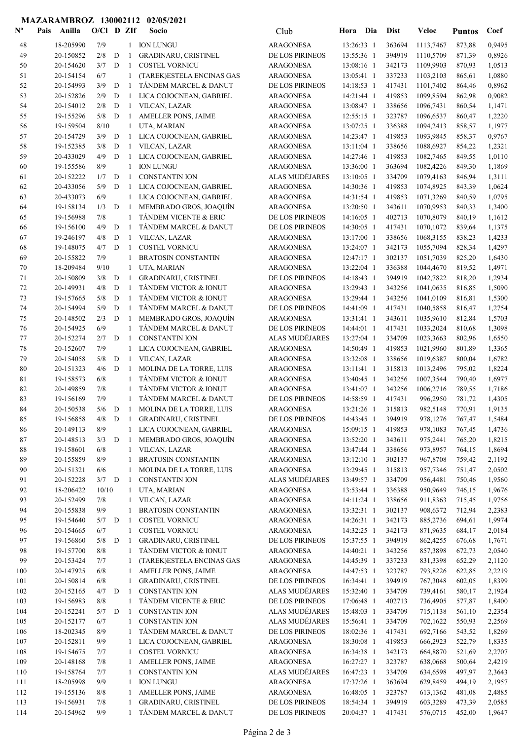**MAZARAMBROZ 130002112 02/05/2021**

| Nº | Pais | Anilla | O/Cl | D | ZIf | Socio | Club | Hora | Dia | Dist | Veloc | Puntos | Coef |
|---|---|---|---|---|---|---|---|---|---|---|---|---|---|
| 48 | | 18-205990 | 7/9 | | 1 | ION LUNGU | ARAGONESA | 13:26:33 | 1 | 363694 | 1113,7467 | 873,88 | 0,9495 |
| 49 | | 20-150852 | 2/8 | D | 1 | GRADINARU, CRISTINEL | DE LOS PIRINEOS | 13:55:36 | 1 | 394919 | 1110,5709 | 871,39 | 0,8926 |
| 50 | | 20-154620 | 3/7 | D | 1 | COSTEL VORNICU | ARAGONESA | 13:08:16 | 1 | 342173 | 1109,9903 | 870,93 | 1,0513 |
| 51 | | 20-154154 | 6/7 | | 1 | (TAREK)ESTELA ENCINAS GAS | ARAGONESA | 13:05:41 | 1 | 337233 | 1103,2103 | 865,61 | 1,0880 |
| 52 | | 20-154993 | 3/9 | D | 1 | TÁNDEM MARCEL & DANUT | DE LOS PIRINEOS | 14:18:53 | 1 | 417431 | 1101,7402 | 864,46 | 0,8962 |
| 53 | | 20-152826 | 2/9 | D | 1 | LICA COJOCNEAN, GABRIEL | ARAGONESA | 14:21:44 | 1 | 419853 | 1099,8594 | 862,98 | 0,9082 |
| 54 | | 20-154012 | 2/8 | D | 1 | VILCAN, LAZAR | ARAGONESA | 13:08:47 | 1 | 338656 | 1096,7431 | 860,54 | 1,1471 |
| 55 | | 19-155296 | 5/8 | D | 1 | AMELLER PONS, JAIME | ARAGONESA | 12:55:15 | 1 | 323787 | 1096,6537 | 860,47 | 1,2220 |
| 56 | | 19-159504 | 8/10 | | 1 | UTA, MARIAN | ARAGONESA | 13:07:25 | 1 | 336388 | 1094,2413 | 858,57 | 1,1977 |
| 57 | | 20-154729 | 3/9 | D | 1 | LICA COJOCNEAN, GABRIEL | ARAGONESA | 14:23:47 | 1 | 419853 | 1093,9845 | 858,37 | 0,9767 |
| 58 | | 19-152385 | 3/8 | D | 1 | VILCAN, LAZAR | ARAGONESA | 13:11:04 | 1 | 338656 | 1088,6927 | 854,22 | 1,2321 |
| 59 | | 20-433029 | 4/9 | D | 1 | LICA COJOCNEAN, GABRIEL | ARAGONESA | 14:27:46 | 1 | 419853 | 1082,7465 | 849,55 | 1,0110 |
| 60 | | 19-155586 | 8/9 | | 1 | ION LUNGU | ARAGONESA | 13:36:00 | 1 | 363694 | 1082,4226 | 849,30 | 1,1869 |
| 61 | | 20-152222 | 1/7 | D | 1 | CONSTANTIN ION | ALAS MUDÉJARES | 13:10:05 | 1 | 334709 | 1079,4163 | 846,94 | 1,3111 |
| 62 | | 20-433056 | 5/9 | D | 1 | LICA COJOCNEAN, GABRIEL | ARAGONESA | 14:30:36 | 1 | 419853 | 1074,8925 | 843,39 | 1,0624 |
| 63 | | 20-433073 | 6/9 | | 1 | LICA COJOCNEAN, GABRIEL | ARAGONESA | 14:31:54 | 1 | 419853 | 1071,3269 | 840,59 | 1,0795 |
| 64 | | 19-158134 | 1/3 | D | 1 | MEMBRADO GROS, JOAQUÍN | ARAGONESA | 13:20:50 | 1 | 343611 | 1070,9953 | 840,33 | 1,3400 |
| 65 | | 19-156988 | 7/8 | | 1 | TÁNDEM VICENTE & ERIC | DE LOS PIRINEOS | 14:16:05 | 1 | 402713 | 1070,8079 | 840,19 | 1,1612 |
| 66 | | 19-156100 | 4/9 | D | 1 | TÁNDEM MARCEL & DANUT | DE LOS PIRINEOS | 14:30:05 | 1 | 417431 | 1070,1072 | 839,64 | 1,1375 |
| 67 | | 19-246197 | 4/8 | D | 1 | VILCAN, LAZAR | ARAGONESA | 13:17:00 | 1 | 338656 | 1068,3155 | 838,23 | 1,4233 |
| 68 | | 19-148075 | 4/7 | D | 1 | COSTEL VORNICU | ARAGONESA | 13:24:07 | 1 | 342173 | 1055,7094 | 828,34 | 1,4297 |
| 69 | | 20-155822 | 7/9 | | 1 | BRATOSIN CONSTANTIN | ARAGONESA | 12:47:17 | 1 | 302137 | 1051,7039 | 825,20 | 1,6430 |
| 70 | | 18-209484 | 9/10 | | 1 | UTA, MARIAN | ARAGONESA | 13:22:04 | 1 | 336388 | 1044,4670 | 819,52 | 1,4971 |
| 71 | | 20-150809 | 3/8 | D | 1 | GRADINARU, CRISTINEL | DE LOS PIRINEOS | 14:18:43 | 1 | 394919 | 1042,7822 | 818,20 | 1,2934 |
| 72 | | 20-149931 | 4/8 | D | 1 | TÁNDEM VICTOR & IONUT | ARAGONESA | 13:29:43 | 1 | 343256 | 1041,0635 | 816,85 | 1,5090 |
| 73 | | 19-157665 | 5/8 | D | 1 | TÁNDEM VICTOR & IONUT | ARAGONESA | 13:29:44 | 1 | 343256 | 1041,0109 | 816,81 | 1,5300 |
| 74 | | 20-154994 | 5/9 | D | 1 | TÁNDEM MARCEL & DANUT | DE LOS PIRINEOS | 14:41:09 | 1 | 417431 | 1040,5858 | 816,47 | 1,2754 |
| 75 | | 20-148502 | 2/3 | D | 1 | MEMBRADO GROS, JOAQUÍN | ARAGONESA | 13:31:41 | 1 | 343611 | 1035,9610 | 812,84 | 1,5703 |
| 76 | | 20-154925 | 6/9 | | 1 | TÁNDEM MARCEL & DANUT | DE LOS PIRINEOS | 14:44:01 | 1 | 417431 | 1033,2024 | 810,68 | 1,3098 |
| 77 | | 20-152274 | 2/7 | D | 1 | CONSTANTIN ION | ALAS MUDÉJARES | 13:27:04 | 1 | 334709 | 1023,3663 | 802,96 | 1,6550 |
| 78 | | 20-152607 | 7/9 | | 1 | LICA COJOCNEAN, GABRIEL | ARAGONESA | 14:50:49 | 1 | 419853 | 1021,9960 | 801,89 | 1,3365 |
| 79 | | 20-154058 | 5/8 | D | 1 | VILCAN, LAZAR | ARAGONESA | 13:32:08 | 1 | 338656 | 1019,6387 | 800,04 | 1,6782 |
| 80 | | 20-151323 | 4/6 | D | 1 | MOLINA DE LA TORRE, LUIS | ARAGONESA | 13:11:41 | 1 | 315813 | 1013,2496 | 795,02 | 1,8224 |
| 81 | | 19-158573 | 6/8 | | 1 | TÁNDEM VICTOR & IONUT | ARAGONESA | 13:40:45 | 1 | 343256 | 1007,3544 | 790,40 | 1,6977 |
| 82 | | 20-149859 | 7/8 | | 1 | TÁNDEM VICTOR & IONUT | ARAGONESA | 13:41:07 | 1 | 343256 | 1006,2716 | 789,55 | 1,7186 |
| 83 | | 19-156169 | 7/9 | | 1 | TÁNDEM MARCEL & DANUT | DE LOS PIRINEOS | 14:58:59 | 1 | 417431 | 996,2950 | 781,72 | 1,4305 |
| 84 | | 20-150538 | 5/6 | D | 1 | MOLINA DE LA TORRE, LUIS | ARAGONESA | 13:21:26 | 1 | 315813 | 982,5148 | 770,91 | 1,9135 |
| 85 | | 19-156858 | 4/8 | D | 1 | GRADINARU, CRISTINEL | DE LOS PIRINEOS | 14:43:45 | 1 | 394919 | 978,1276 | 767,47 | 1,5484 |
| 86 | | 20-149113 | 8/9 | | 1 | LICA COJOCNEAN, GABRIEL | ARAGONESA | 15:09:15 | 1 | 419853 | 978,1083 | 767,45 | 1,4736 |
| 87 | | 20-148513 | 3/3 | D | 1 | MEMBRADO GROS, JOAQUÍN | ARAGONESA | 13:52:20 | 1 | 343611 | 975,2441 | 765,20 | 1,8215 |
| 88 | | 19-158601 | 6/8 | | 1 | VILCAN, LAZAR | ARAGONESA | 13:47:44 | 1 | 338656 | 973,8957 | 764,15 | 1,8694 |
| 89 | | 20-155859 | 8/9 | | 1 | BRATOSIN CONSTANTIN | ARAGONESA | 13:12:10 | 1 | 302137 | 967,8708 | 759,42 | 2,1192 |
| 90 | | 20-151321 | 6/6 | | 1 | MOLINA DE LA TORRE, LUIS | ARAGONESA | 13:29:45 | 1 | 315813 | 957,7346 | 751,47 | 2,0502 |
| 91 | | 20-152228 | 3/7 | D | 1 | CONSTANTIN ION | ALAS MUDÉJARES | 13:49:57 | 1 | 334709 | 956,4481 | 750,46 | 1,9560 |
| 92 | | 18-206422 | 10/10 | | 1 | UTA, MARIAN | ARAGONESA | 13:53:44 | 1 | 336388 | 950,9649 | 746,15 | 1,9676 |
| 93 | | 20-152499 | 7/8 | | 1 | VILCAN, LAZAR | ARAGONESA | 14:11:24 | 1 | 338656 | 911,8363 | 715,45 | 1,9756 |
| 94 | | 20-155838 | 9/9 | | 1 | BRATOSIN CONSTANTIN | ARAGONESA | 13:32:31 | 1 | 302137 | 908,6372 | 712,94 | 2,2383 |
| 95 | | 19-154640 | 5/7 | D | 1 | COSTEL VORNICU | ARAGONESA | 14:26:31 | 1 | 342173 | 885,2736 | 694,61 | 1,9974 |
| 96 | | 20-154665 | 6/7 | | 1 | COSTEL VORNICU | ARAGONESA | 14:32:25 | 1 | 342173 | 871,9635 | 684,17 | 2,0184 |
| 97 | | 19-156860 | 5/8 | D | 1 | GRADINARU, CRISTINEL | DE LOS PIRINEOS | 15:37:55 | 1 | 394919 | 862,4255 | 676,68 | 1,7671 |
| 98 | | 19-157700 | 8/8 | | 1 | TÁNDEM VICTOR & IONUT | ARAGONESA | 14:40:21 | 1 | 343256 | 857,3898 | 672,73 | 2,0540 |
| 99 | | 20-153424 | 7/7 | | 1 | (TAREK)ESTELA ENCINAS GAS | ARAGONESA | 14:45:39 | 1 | 337233 | 831,3398 | 652,29 | 2,1120 |
| 100 | | 20-147925 | 6/8 | | 1 | AMELLER PONS, JAIME | ARAGONESA | 14:47:53 | 1 | 323787 | 793,8226 | 622,85 | 2,2219 |
| 101 | | 20-150814 | 6/8 | | 1 | GRADINARU, CRISTINEL | DE LOS PIRINEOS | 16:34:41 | 1 | 394919 | 767,3048 | 602,05 | 1,8399 |
| 102 | | 20-152165 | 4/7 | D | 1 | CONSTANTIN ION | ALAS MUDÉJARES | 15:32:40 | 1 | 334709 | 739,4161 | 580,17 | 2,1924 |
| 103 | | 19-156983 | 8/8 | | 1 | TÁNDEM VICENTE & ERIC | DE LOS PIRINEOS | 17:06:48 | 1 | 402713 | 736,4905 | 577,87 | 1,8400 |
| 104 | | 20-152241 | 5/7 | D | 1 | CONSTANTIN ION | ALAS MUDÉJARES | 15:48:03 | 1 | 334709 | 715,1138 | 561,10 | 2,2354 |
| 105 | | 20-152177 | 6/7 | | 1 | CONSTANTIN ION | ALAS MUDÉJARES | 15:56:41 | 1 | 334709 | 702,1622 | 550,93 | 2,2569 |
| 106 | | 18-202345 | 8/9 | | 1 | TÁNDEM MARCEL & DANUT | DE LOS PIRINEOS | 18:02:36 | 1 | 417431 | 692,7166 | 543,52 | 1,8269 |
| 107 | | 20-152811 | 9/9 | | 1 | LICA COJOCNEAN, GABRIEL | ARAGONESA | 18:30:08 | 1 | 419853 | 666,2923 | 522,79 | 1,8335 |
| 108 | | 19-154675 | 7/7 | | 1 | COSTEL VORNICU | ARAGONESA | 16:34:38 | 1 | 342173 | 664,8870 | 521,69 | 2,2707 |
| 109 | | 20-148168 | 7/8 | | 1 | AMELLER PONS, JAIME | ARAGONESA | 16:27:27 | 1 | 323787 | 638,0668 | 500,64 | 2,4219 |
| 110 | | 19-158764 | 7/7 | | 1 | CONSTANTIN ION | ALAS MUDÉJARES | 16:47:23 | 1 | 334709 | 634,6598 | 497,97 | 2,3643 |
| 111 | | 18-205998 | 9/9 | | 1 | ION LUNGU | ARAGONESA | 17:37:26 | 1 | 363694 | 629,8459 | 494,19 | 2,1957 |
| 112 | | 19-155136 | 8/8 | | 1 | AMELLER PONS, JAIME | ARAGONESA | 16:48:05 | 1 | 323787 | 613,1362 | 481,08 | 2,4885 |
| 113 | | 19-156931 | 7/8 | | 1 | GRADINARU, CRISTINEL | DE LOS PIRINEOS | 18:54:34 | 1 | 394919 | 603,3289 | 473,39 | 2,0585 |
| 114 | | 20-154962 | 9/9 | | 1 | TÁNDEM MARCEL & DANUT | DE LOS PIRINEOS | 20:04:37 | 1 | 417431 | 576,0715 | 452,00 | 1,9647 |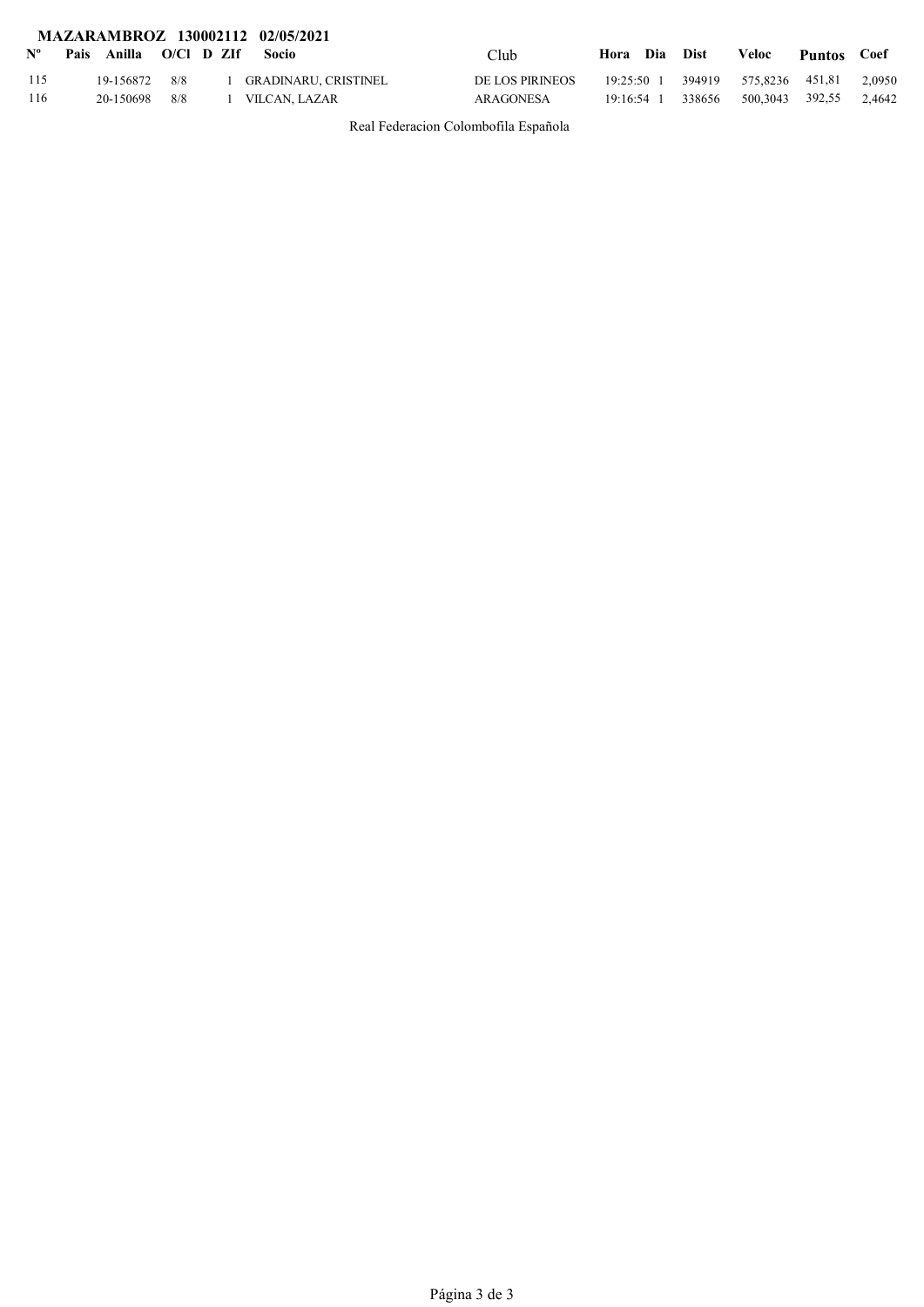**MAZARAMBROZ 130002112 02/05/2021**

| Nº | Pais | Anilla | O/Cl | D | ZIf | Socio | Club | Hora | Dia | Dist | Veloc | Puntos | Coef |
|---|---|---|---|---|---|---|---|---|---|---|---|---|---|
| 115 | | 19-156872 | 8/8 | | 1 | GRADINARU, CRISTINEL | DE LOS PIRINEOS | 19:25:50 | 1 | 394919 | 575,8236 | 451,81 | 2,0950 |
| 116 | | 20-150698 | 8/8 | | 1 | VILCAN, LAZAR | ARAGONESA | 19:16:54 | 1 | 338656 | 500,3043 | 392,55 | 2,4642 |

Real Federacion Colombofila Española